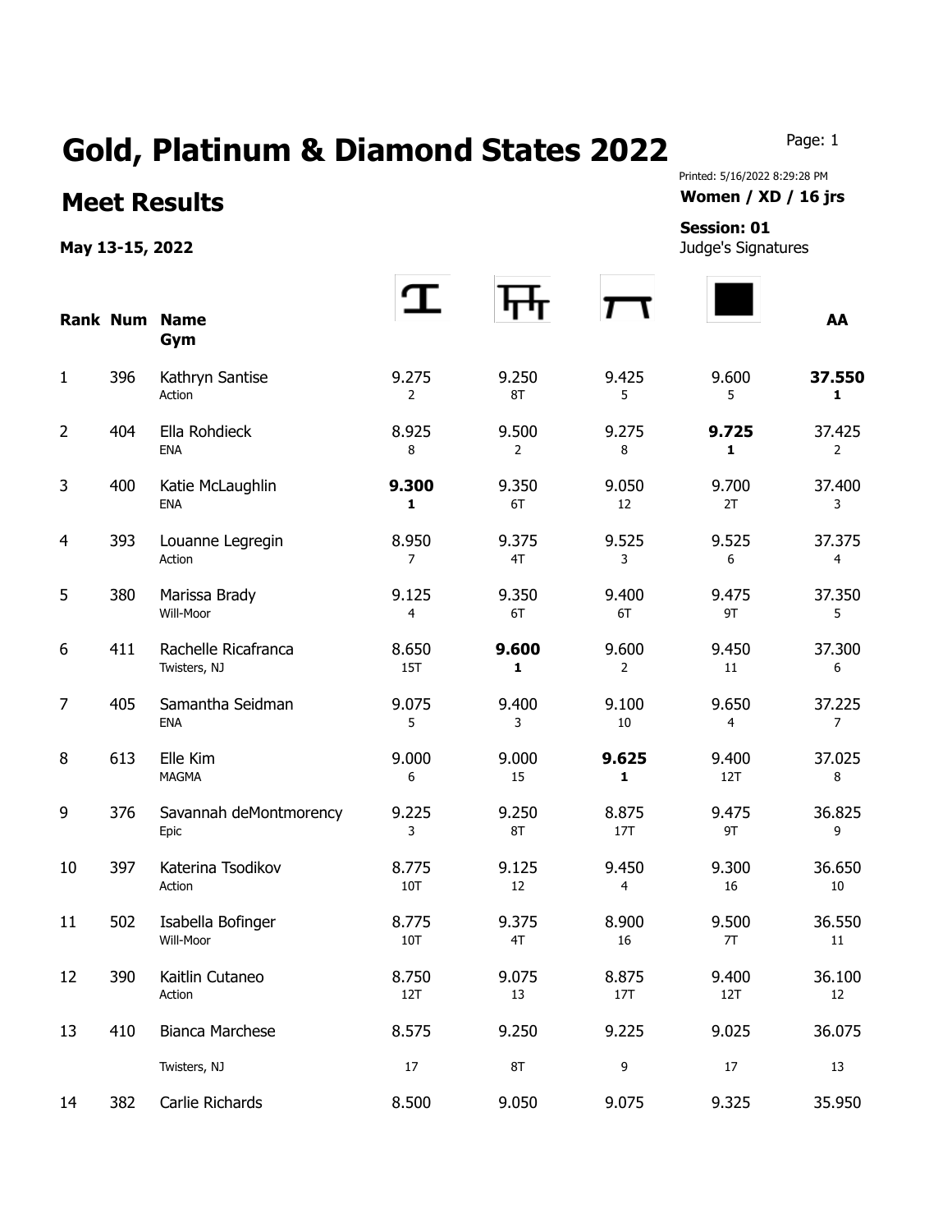# Gold, Platinum & Diamond States 2022

## Meet Results

**May 13-15, 2022**

Printed: 5/16/2022 8:29:28 PM

**Women / XD / 16 jrs**

**Session: 01**

Judge's Signatures

| Rank | Num | Name / Gym | Vault | Bars | Beam | Floor | AA |
|---|---|---|---|---|---|---|---|
| 1 | 396 | Kathryn Santise<br>Action | 9.275<br>2 | 9.250<br>8T | 9.425<br>5 | 9.600<br>5 | **37.550**<br>**1** |
| 2 | 404 | Ella Rohdieck<br>ENA | 8.925<br>8 | 9.500<br>2 | 9.275<br>8 | **9.725**<br>**1** | 37.425<br>2 |
| 3 | 400 | Katie McLaughlin<br>ENA | **9.300**<br>**1** | 9.350<br>6T | 9.050<br>12 | 9.700<br>2T | 37.400<br>3 |
| 4 | 393 | Louanne Legregin<br>Action | 8.950<br>7 | 9.375<br>4T | 9.525<br>3 | 9.525<br>6 | 37.375<br>4 |
| 5 | 380 | Marissa Brady<br>Will-Moor | 9.125<br>4 | 9.350<br>6T | 9.400<br>6T | 9.475<br>9T | 37.350<br>5 |
| 6 | 411 | Rachelle Ricafranca<br>Twisters, NJ | 8.650<br>15T | **9.600**<br>**1** | 9.600<br>2 | 9.450<br>11 | 37.300<br>6 |
| 7 | 405 | Samantha Seidman<br>ENA | 9.075<br>5 | 9.400<br>3 | 9.100<br>10 | 9.650<br>4 | 37.225<br>7 |
| 8 | 613 | Elle Kim<br>MAGMA | 9.000<br>6 | 9.000<br>15 | **9.625**<br>**1** | 9.400<br>12T | 37.025<br>8 |
| 9 | 376 | Savannah deMontmorency<br>Epic | 9.225<br>3 | 9.250<br>8T | 8.875<br>17T | 9.475<br>9T | 36.825<br>9 |
| 10 | 397 | Katerina Tsodikov<br>Action | 8.775<br>10T | 9.125<br>12 | 9.450<br>4 | 9.300<br>16 | 36.650<br>10 |
| 11 | 502 | Isabella Bofinger<br>Will-Moor | 8.775<br>10T | 9.375<br>4T | 8.900<br>16 | 9.500<br>7T | 36.550<br>11 |
| 12 | 390 | Kaitlin Cutaneo<br>Action | 8.750<br>12T | 9.075<br>13 | 8.875<br>17T | 9.400<br>12T | 36.100<br>12 |
| 13 | 410 | Bianca Marchese<br>Twisters, NJ | 8.575<br>17 | 9.250<br>8T | 9.225<br>9 | 9.025<br>17 | 36.075<br>13 |
| 14 | 382 | Carlie Richards | 8.500 | 9.050 | 9.075 | 9.325 | 35.950 |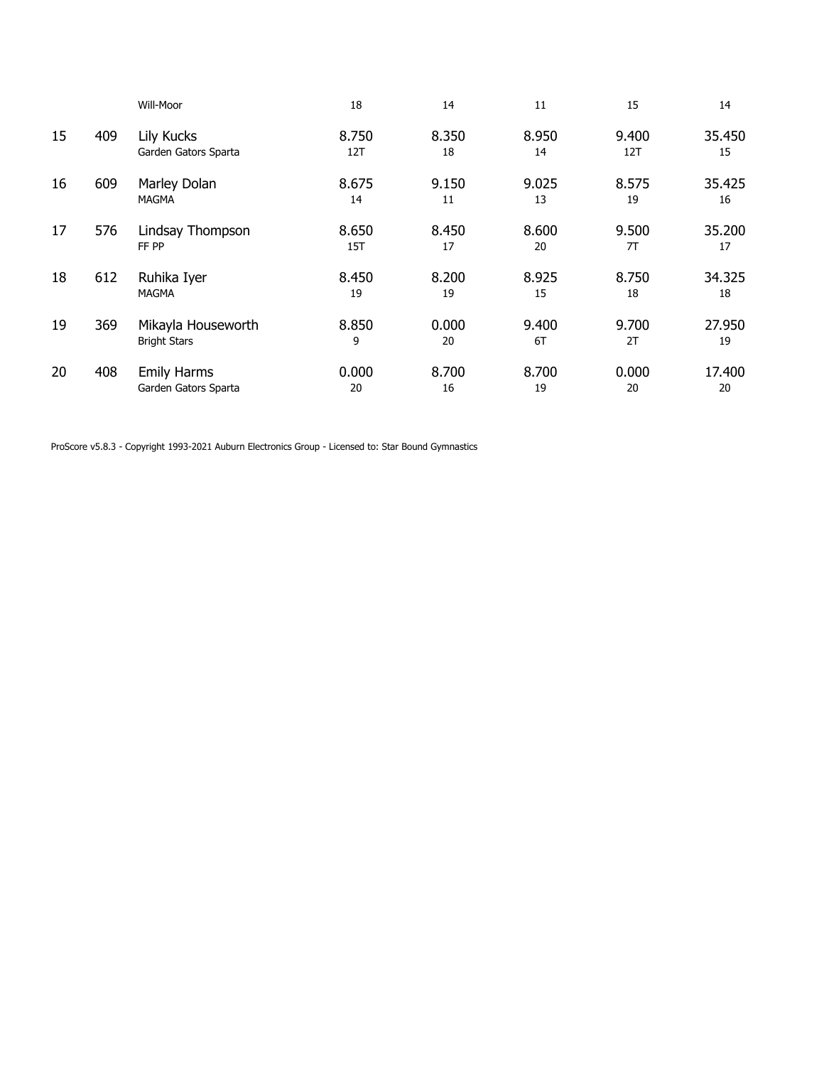| | | | | | | | |
|---|---|---|---|---|---|---|---|
| | | Will-Moor | 18 | 14 | 11 | 15 | 14 |
| 15 | 409 | Lily Kucks<br>Garden Gators Sparta | 8.750<br>12T | 8.350<br>18 | 8.950<br>14 | 9.400<br>12T | 35.450<br>15 |
| 16 | 609 | Marley Dolan<br>MAGMA | 8.675<br>14 | 9.150<br>11 | 9.025<br>13 | 8.575<br>19 | 35.425<br>16 |
| 17 | 576 | Lindsay Thompson<br>FF PP | 8.650<br>15T | 8.450<br>17 | 8.600<br>20 | 9.500<br>7T | 35.200<br>17 |
| 18 | 612 | Ruhika Iyer<br>MAGMA | 8.450<br>19 | 8.200<br>19 | 8.925<br>15 | 8.750<br>18 | 34.325<br>18 |
| 19 | 369 | Mikayla Houseworth<br>Bright Stars | 8.850<br>9 | 0.000<br>20 | 9.400<br>6T | 9.700<br>2T | 27.950<br>19 |
| 20 | 408 | Emily Harms<br>Garden Gators Sparta | 0.000<br>20 | 8.700<br>16 | 8.700<br>19 | 0.000<br>20 | 17.400<br>20 |

ProScore v5.8.3 - Copyright 1993-2021 Auburn Electronics Group - Licensed to: Star Bound Gymnastics